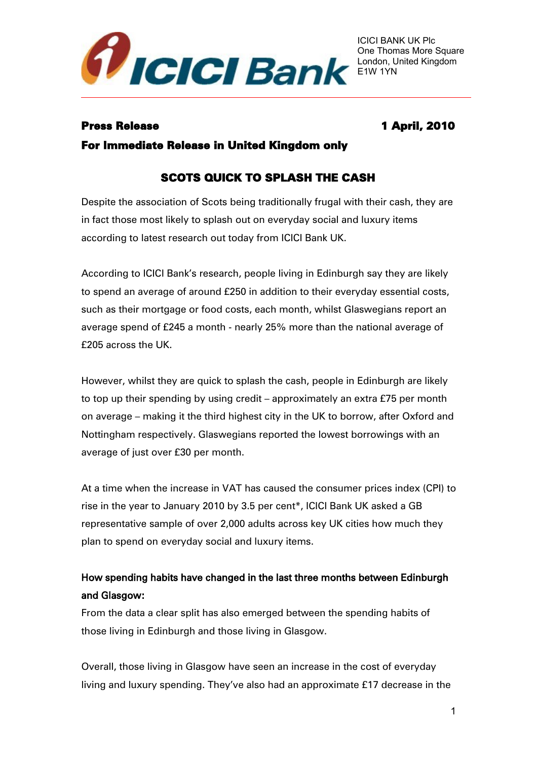ICICI BANK UK Plc
One Thomas More Square
London, United Kingdom
E1W 1YN

**Press Release** **1 April, 2010**

**For Immediate Release in United Kingdom only**

## SCOTS QUICK TO SPLASH THE CASH

Despite the association of Scots being traditionally frugal with their cash, they are in fact those most likely to splash out on everyday social and luxury items according to latest research out today from ICICI Bank UK.

According to ICICI Bank's research, people living in Edinburgh say they are likely to spend an average of around £250 in addition to their everyday essential costs, such as their mortgage or food costs, each month, whilst Glaswegians report an average spend of £245 a month - nearly 25% more than the national average of £205 across the UK.

However, whilst they are quick to splash the cash, people in Edinburgh are likely to top up their spending by using credit – approximately an extra £75 per month on average – making it the third highest city in the UK to borrow, after Oxford and Nottingham respectively. Glaswegians reported the lowest borrowings with an average of just over £30 per month.

At a time when the increase in VAT has caused the consumer prices index (CPI) to rise in the year to January 2010 by 3.5 per cent*, ICICI Bank UK asked a GB representative sample of over 2,000 adults across key UK cities how much they plan to spend on everyday social and luxury items.

**How spending habits have changed in the last three months between Edinburgh and Glasgow:**

From the data a clear split has also emerged between the spending habits of those living in Edinburgh and those living in Glasgow.

Overall, those living in Glasgow have seen an increase in the cost of everyday living and luxury spending. They've also had an approximate £17 decrease in the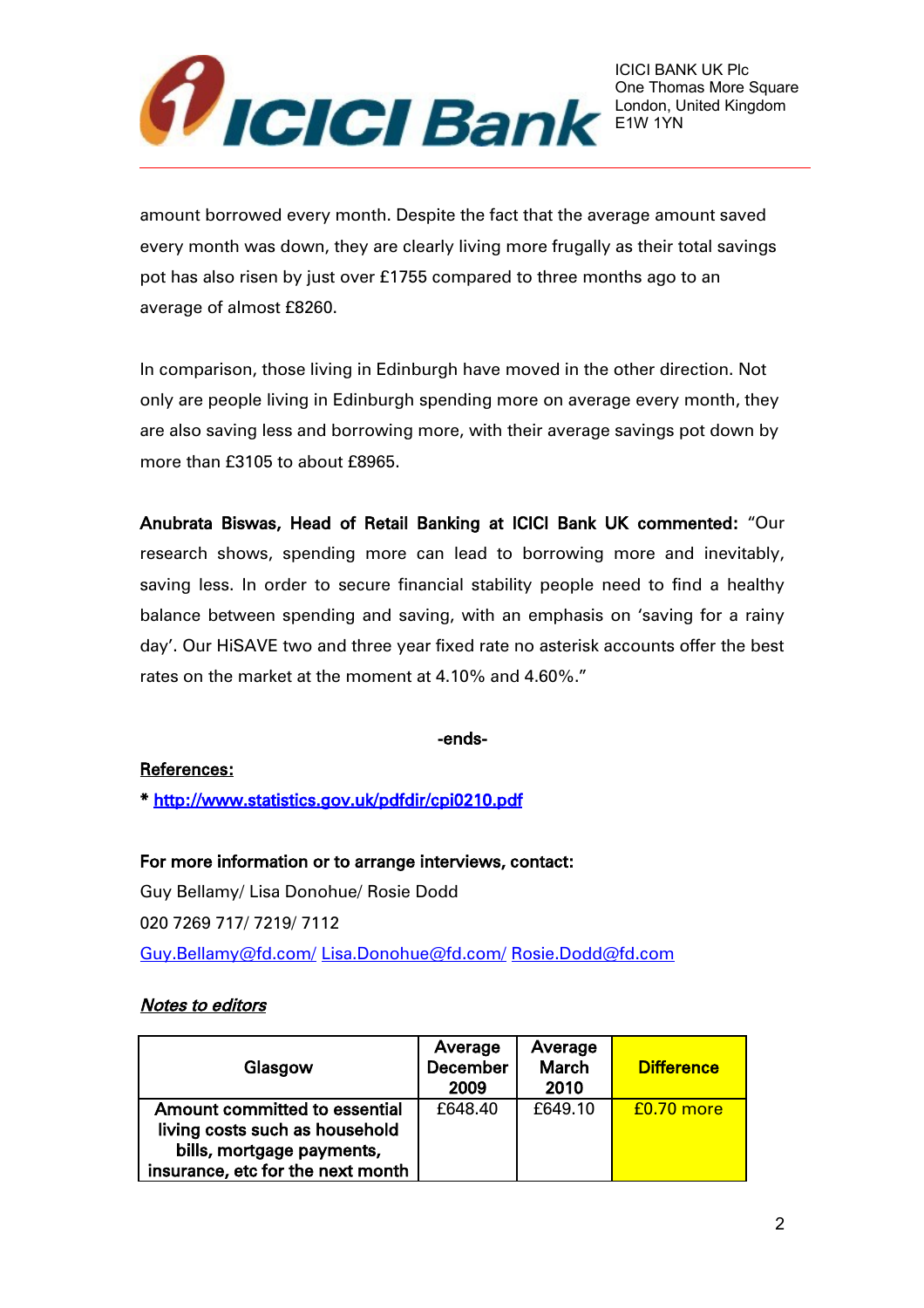amount borrowed every month. Despite the fact that the average amount saved every month was down, they are clearly living more frugally as their total savings pot has also risen by just over £1755 compared to three months ago to an average of almost £8260.

In comparison, those living in Edinburgh have moved in the other direction. Not only are people living in Edinburgh spending more on average every month, they are also saving less and borrowing more, with their average savings pot down by more than £3105 to about £8965.

**Anubrata Biswas, Head of Retail Banking at ICICI Bank UK commented:** "Our research shows, spending more can lead to borrowing more and inevitably, saving less. In order to secure financial stability people need to find a healthy balance between spending and saving, with an emphasis on 'saving for a rainy day'. Our HiSAVE two and three year fixed rate no asterisk accounts offer the best rates on the market at the moment at 4.10% and 4.60%."

-ends-

**References:**

* **http://www.statistics.gov.uk/pdfdir/cpi0210.pdf**

**For more information or to arrange interviews, contact:**

Guy Bellamy/ Lisa Donohue/ Rosie Dodd

020 7269 717/ 7219/ 7112

Guy.Bellamy@fd.com/ Lisa.Donohue@fd.com/ Rosie.Dodd@fd.com

***Notes to editors***

| Glasgow | Average December 2009 | Average March 2010 | Difference |
|---|---|---|---|
| **Amount committed to essential living costs such as household bills, mortgage payments, insurance, etc for the next month** | £648.40 | £649.10 | £0.70 more |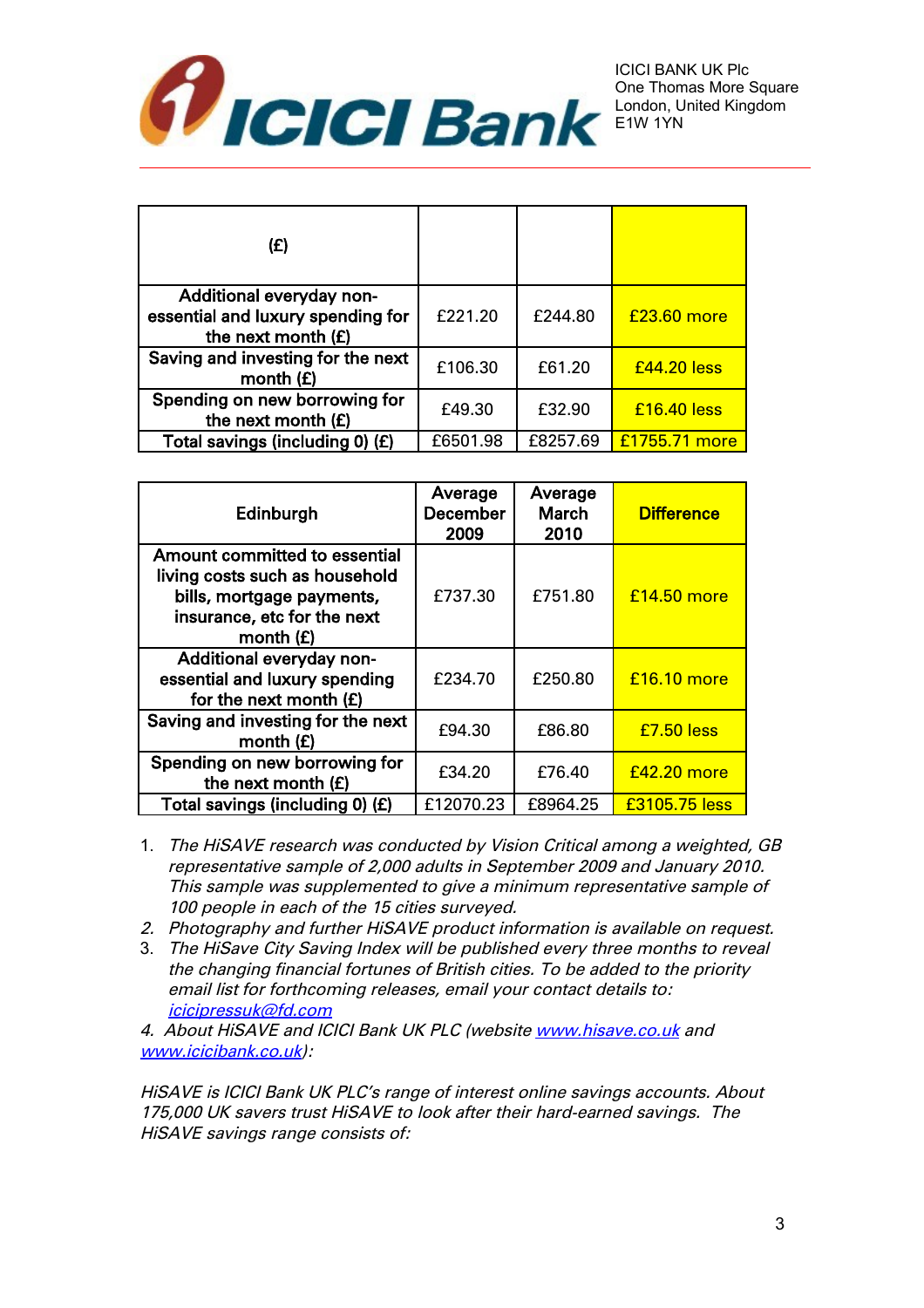| (£) | | | |
|---|---|---|---|
| Additional everyday non-essential and luxury spending for the next month (£) | £221.20 | £244.80 | £23.60 more |
| Saving and investing for the next month (£) | £106.30 | £61.20 | £44.20 less |
| Spending on new borrowing for the next month (£) | £49.30 | £32.90 | £16.40 less |
| Total savings (including 0) (£) | £6501.98 | £8257.69 | £1755.71 more |

| Edinburgh | Average December 2009 | Average March 2010 | Difference |
|---|---|---|---|
| Amount committed to essential living costs such as household bills, mortgage payments, insurance, etc for the next month (£) | £737.30 | £751.80 | £14.50 more |
| Additional everyday non-essential and luxury spending for the next month (£) | £234.70 | £250.80 | £16.10 more |
| Saving and investing for the next month (£) | £94.30 | £86.80 | £7.50 less |
| Spending on new borrowing for the next month (£) | £34.20 | £76.40 | £42.20 more |
| Total savings (including 0) (£) | £12070.23 | £8964.25 | £3105.75 less |

1. *The HiSAVE research was conducted by Vision Critical among a weighted, GB representative sample of 2,000 adults in September 2009 and January 2010. This sample was supplemented to give a minimum representative sample of 100 people in each of the 15 cities surveyed.*
2. *Photography and further HiSAVE product information is available on request.*
3. *The HiSave City Saving Index will be published every three months to reveal the changing financial fortunes of British cities. To be added to the priority email list for forthcoming releases, email your contact details to: icicipressuk@fd.com*

*4. About HiSAVE and ICICI Bank UK PLC (website www.hisave.co.uk and www.icicibank.co.uk):*

*HiSAVE is ICICI Bank UK PLC's range of interest online savings accounts. About 175,000 UK savers trust HiSAVE to look after their hard-earned savings. The HiSAVE savings range consists of:*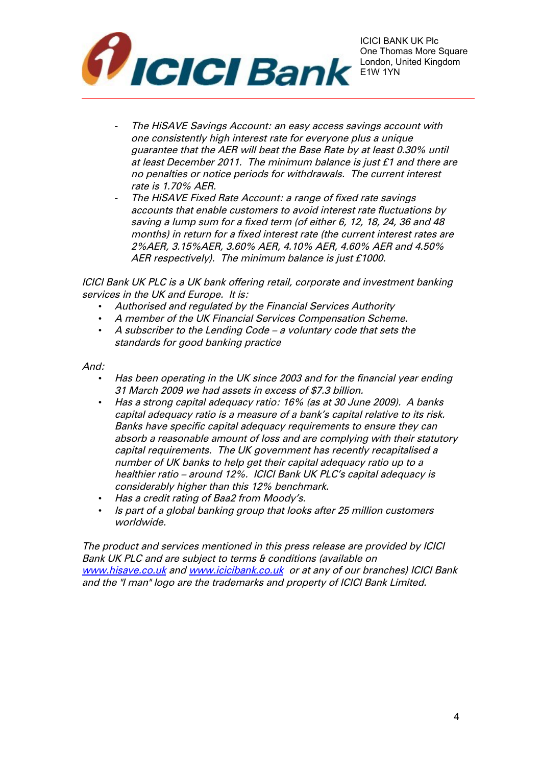ICICI BANK UK Plc
One Thomas More Square
London, United Kingdom
E1W 1YN

- *The HiSAVE Savings Account: an easy access savings account with one consistently high interest rate for everyone plus a unique guarantee that the AER will beat the Base Rate by at least 0.30% until at least December 2011. The minimum balance is just £1 and there are no penalties or notice periods for withdrawals. The current interest rate is 1.70% AER.*
- *The HiSAVE Fixed Rate Account: a range of fixed rate savings accounts that enable customers to avoid interest rate fluctuations by saving a lump sum for a fixed term (of either 6, 12, 18, 24, 36 and 48 months) in return for a fixed interest rate (the current interest rates are 2%AER, 3.15%AER, 3.60% AER, 4.10% AER, 4.60% AER and 4.50% AER respectively). The minimum balance is just £1000.*

*ICICI Bank UK PLC is a UK bank offering retail, corporate and investment banking services in the UK and Europe. It is:*

- *Authorised and regulated by the Financial Services Authority*
- *A member of the UK Financial Services Compensation Scheme.*
- *A subscriber to the Lending Code – a voluntary code that sets the standards for good banking practice*

*And:*

- *Has been operating in the UK since 2003 and for the financial year ending 31 March 2009 we had assets in excess of $7.3 billion.*
- *Has a strong capital adequacy ratio: 16% (as at 30 June 2009). A banks capital adequacy ratio is a measure of a bank's capital relative to its risk. Banks have specific capital adequacy requirements to ensure they can absorb a reasonable amount of loss and are complying with their statutory capital requirements. The UK government has recently recapitalised a number of UK banks to help get their capital adequacy ratio up to a healthier ratio – around 12%. ICICI Bank UK PLC's capital adequacy is considerably higher than this 12% benchmark.*
- *Has a credit rating of Baa2 from Moody's.*
- *Is part of a global banking group that looks after 25 million customers worldwide.*

*The product and services mentioned in this press release are provided by ICICI Bank UK PLC and are subject to terms & conditions (available on [www.hisave.co.uk](http://www.hisave.co.uk) and [www.icicibank.co.uk](http://www.icicibank.co.uk) or at any of our branches) ICICI Bank and the "I man" logo are the trademarks and property of ICICI Bank Limited.*